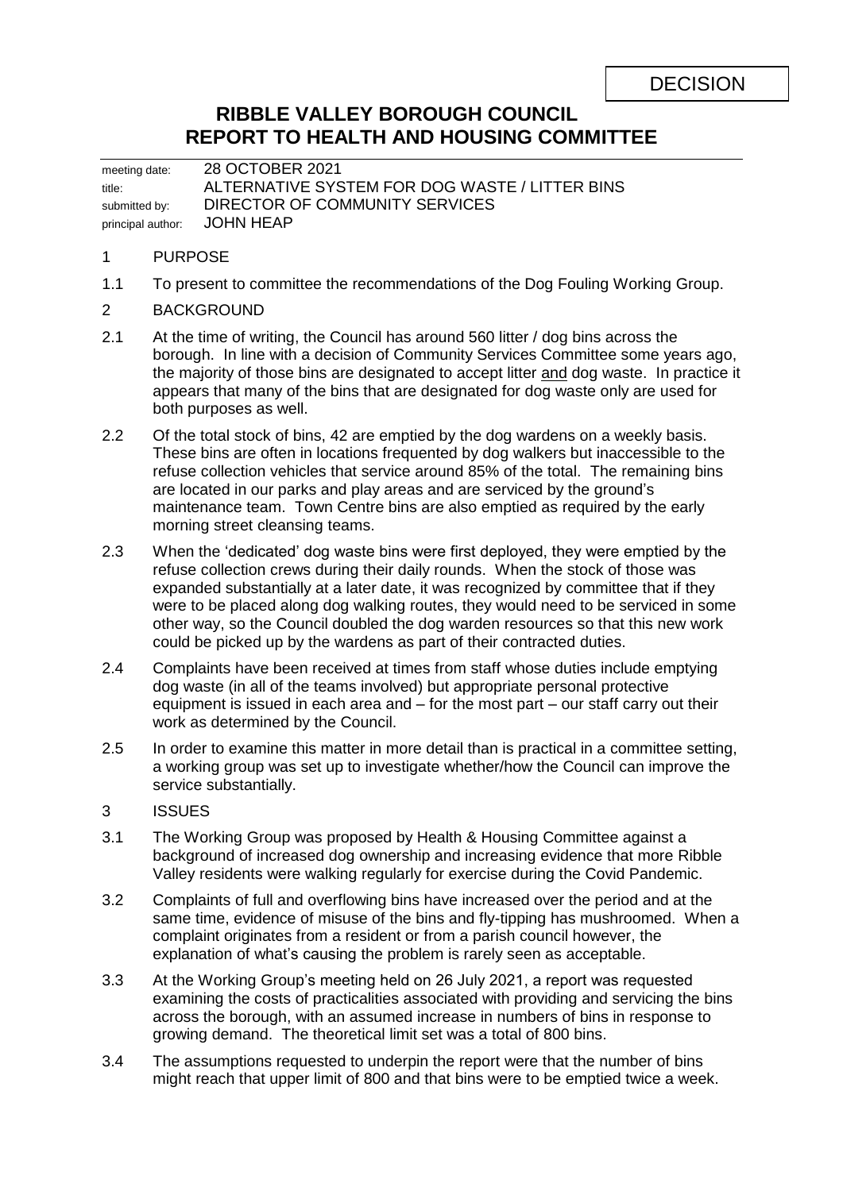DECISION

# RIBBLE VALLEY BOROUGH COUNCIL
## REPORT TO HEALTH AND HOUSING COMMITTEE

| | |
|---|---|
| meeting date: | 28 OCTOBER 2021 |
| title: | ALTERNATIVE SYSTEM FOR DOG WASTE / LITTER BINS |
| submitted by: | DIRECTOR OF COMMUNITY SERVICES |
| principal author: | JOHN HEAP |

1 PURPOSE

1.1 To present to committee the recommendations of the Dog Fouling Working Group.

2 BACKGROUND

2.1 At the time of writing, the Council has around 560 litter / dog bins across the borough. In line with a decision of Community Services Committee some years ago, the majority of those bins are designated to accept litter and dog waste. In practice it appears that many of the bins that are designated for dog waste only are used for both purposes as well.

2.2 Of the total stock of bins, 42 are emptied by the dog wardens on a weekly basis. These bins are often in locations frequented by dog walkers but inaccessible to the refuse collection vehicles that service around 85% of the total. The remaining bins are located in our parks and play areas and are serviced by the ground's maintenance team. Town Centre bins are also emptied as required by the early morning street cleansing teams.

2.3 When the 'dedicated' dog waste bins were first deployed, they were emptied by the refuse collection crews during their daily rounds. When the stock of those was expanded substantially at a later date, it was recognized by committee that if they were to be placed along dog walking routes, they would need to be serviced in some other way, so the Council doubled the dog warden resources so that this new work could be picked up by the wardens as part of their contracted duties.

2.4 Complaints have been received at times from staff whose duties include emptying dog waste (in all of the teams involved) but appropriate personal protective equipment is issued in each area and – for the most part – our staff carry out their work as determined by the Council.

2.5 In order to examine this matter in more detail than is practical in a committee setting, a working group was set up to investigate whether/how the Council can improve the service substantially.

3 ISSUES

3.1 The Working Group was proposed by Health & Housing Committee against a background of increased dog ownership and increasing evidence that more Ribble Valley residents were walking regularly for exercise during the Covid Pandemic.

3.2 Complaints of full and overflowing bins have increased over the period and at the same time, evidence of misuse of the bins and fly-tipping has mushroomed. When a complaint originates from a resident or from a parish council however, the explanation of what's causing the problem is rarely seen as acceptable.

3.3 At the Working Group's meeting held on 26 July 2021, a report was requested examining the costs of practicalities associated with providing and servicing the bins across the borough, with an assumed increase in numbers of bins in response to growing demand. The theoretical limit set was a total of 800 bins.

3.4 The assumptions requested to underpin the report were that the number of bins might reach that upper limit of 800 and that bins were to be emptied twice a week.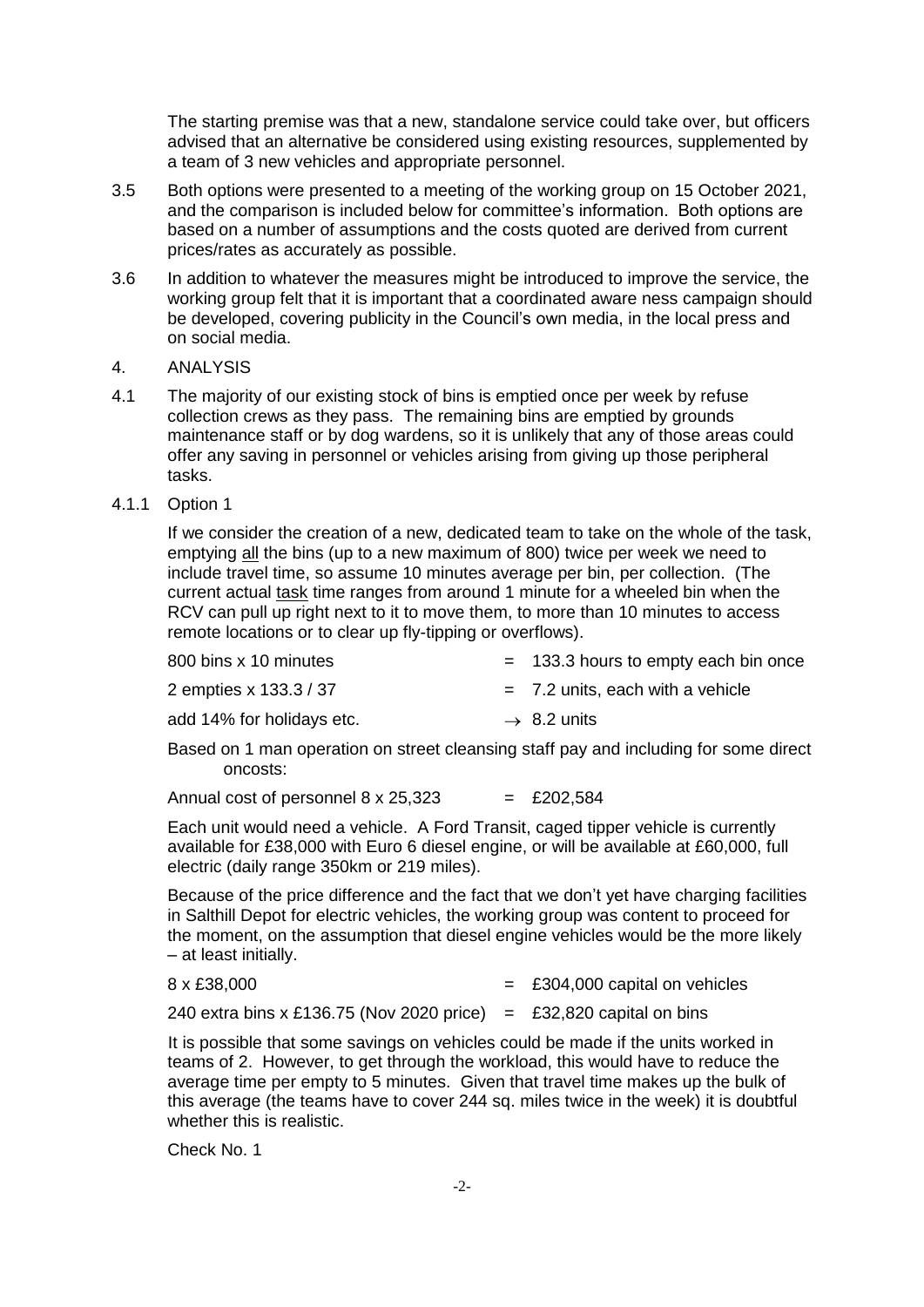The starting premise was that a new, standalone service could take over, but officers advised that an alternative be considered using existing resources, supplemented by a team of 3 new vehicles and appropriate personnel.

3.5 Both options were presented to a meeting of the working group on 15 October 2021, and the comparison is included below for committee's information. Both options are based on a number of assumptions and the costs quoted are derived from current prices/rates as accurately as possible.

3.6 In addition to whatever the measures might be introduced to improve the service, the working group felt that it is important that a coordinated aware ness campaign should be developed, covering publicity in the Council's own media, in the local press and on social media.

4. ANALYSIS

4.1 The majority of our existing stock of bins is emptied once per week by refuse collection crews as they pass. The remaining bins are emptied by grounds maintenance staff or by dog wardens, so it is unlikely that any of those areas could offer any saving in personnel or vehicles arising from giving up those peripheral tasks.

4.1.1 Option 1

If we consider the creation of a new, dedicated team to take on the whole of the task, emptying all the bins (up to a new maximum of 800) twice per week we need to include travel time, so assume 10 minutes average per bin, per collection. (The current actual task time ranges from around 1 minute for a wheeled bin when the RCV can pull up right next to it to move them, to more than 10 minutes to access remote locations or to clear up fly-tipping or overflows).

| | | |
|---|---|---|
| 800 bins x 10 minutes | = | 133.3 hours to empty each bin once |
| 2 empties x 133.3 / 37 | = | 7.2 units, each with a vehicle |
| add 14% for holidays etc. | → | 8.2 units |

Based on 1 man operation on street cleansing staff pay and including for some direct oncosts:

Annual cost of personnel 8 x 25,323 = £202,584

Each unit would need a vehicle. A Ford Transit, caged tipper vehicle is currently available for £38,000 with Euro 6 diesel engine, or will be available at £60,000, full electric (daily range 350km or 219 miles).

Because of the price difference and the fact that we don't yet have charging facilities in Salthill Depot for electric vehicles, the working group was content to proceed for the moment, on the assumption that diesel engine vehicles would be the more likely – at least initially.

| | | |
|---|---|---|
| 8 x £38,000 | = | £304,000 capital on vehicles |
| 240 extra bins x £136.75 (Nov 2020 price) | = | £32,820 capital on bins |

It is possible that some savings on vehicles could be made if the units worked in teams of 2. However, to get through the workload, this would have to reduce the average time per empty to 5 minutes. Given that travel time makes up the bulk of this average (the teams have to cover 244 sq. miles twice in the week) it is doubtful whether this is realistic.

Check No. 1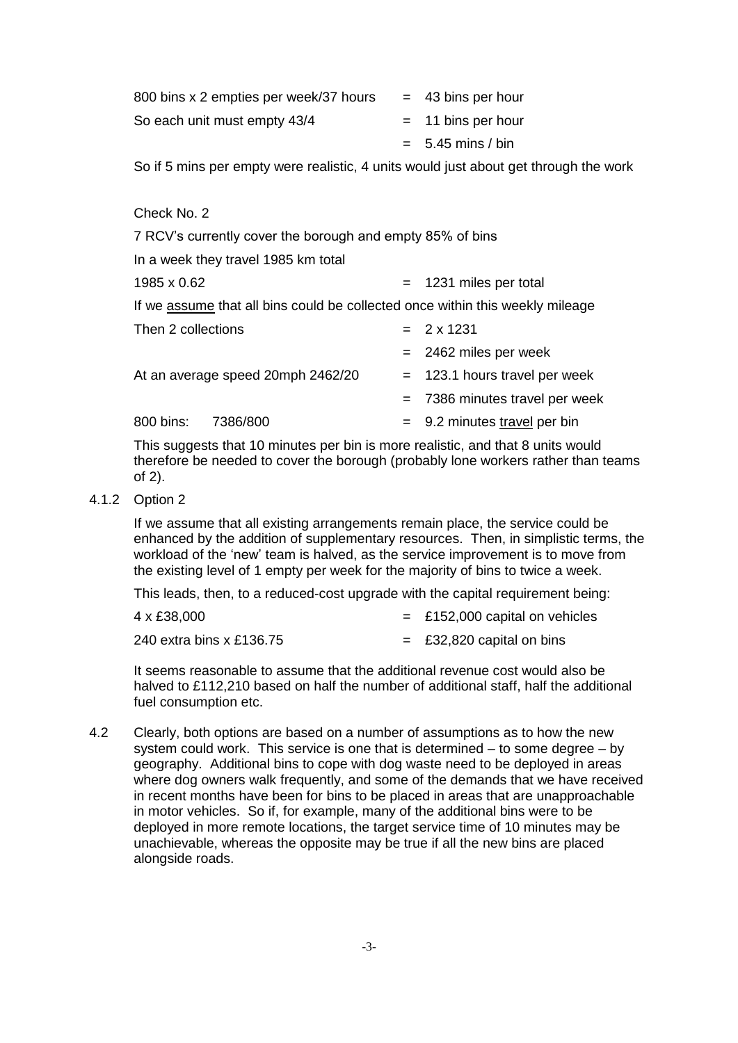800 bins x 2 empties per week/37 hours = 43 bins per hour

So each unit must empty 43/4 = 11 bins per hour

= 5.45 mins / bin

So if 5 mins per empty were realistic, 4 units would just about get through the work

Check No. 2

7 RCV's currently cover the borough and empty 85% of bins

In a week they travel 1985 km total

1985 x 0.62 = 1231 miles per total

If we <u>assume</u> that all bins could be collected once within this weekly mileage

Then 2 collections = 2 x 1231

= 2462 miles per week

At an average speed 20mph 2462/20 = 123.1 hours travel per week

= 7386 minutes travel per week

800 bins: 7386/800 = 9.2 minutes <u>travel</u> per bin

This suggests that 10 minutes per bin is more realistic, and that 8 units would therefore be needed to cover the borough (probably lone workers rather than teams of 2).

4.1.2 Option 2

If we assume that all existing arrangements remain place, the service could be enhanced by the addition of supplementary resources. Then, in simplistic terms, the workload of the 'new' team is halved, as the service improvement is to move from the existing level of 1 empty per week for the majority of bins to twice a week.

This leads, then, to a reduced-cost upgrade with the capital requirement being:

4 x £38,000 = £152,000 capital on vehicles

240 extra bins x £136.75 = £32,820 capital on bins

It seems reasonable to assume that the additional revenue cost would also be halved to £112,210 based on half the number of additional staff, half the additional fuel consumption etc.

4.2 Clearly, both options are based on a number of assumptions as to how the new system could work. This service is one that is determined – to some degree – by geography. Additional bins to cope with dog waste need to be deployed in areas where dog owners walk frequently, and some of the demands that we have received in recent months have been for bins to be placed in areas that are unapproachable in motor vehicles. So if, for example, many of the additional bins were to be deployed in more remote locations, the target service time of 10 minutes may be unachievable, whereas the opposite may be true if all the new bins are placed alongside roads.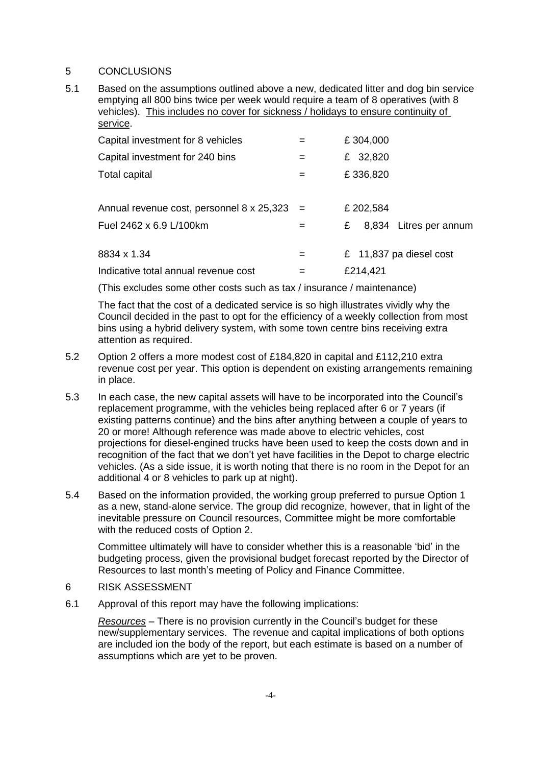5 CONCLUSIONS

5.1 Based on the assumptions outlined above a new, dedicated litter and dog bin service emptying all 800 bins twice per week would require a team of 8 operatives (with 8 vehicles). <u>This includes no cover for sickness / holidays to ensure continuity of service</u>.

| | | |
|---|---|---|
| Capital investment for 8 vehicles | = | £ 304,000 |
| Capital investment for 240 bins | = | £ 32,820 |
| Total capital | = | £ 336,820 |
| | | |
| Annual revenue cost, personnel 8 x 25,323 | = | £ 202,584 |
| Fuel 2462 x 6.9 L/100km | = | £ 8,834 Litres per annum |
| | | |
| 8834 x 1.34 | = | £ 11,837 pa diesel cost |
| Indicative total annual revenue cost | = | £214,421 |

(This excludes some other costs such as tax / insurance / maintenance)

The fact that the cost of a dedicated service is so high illustrates vividly why the Council decided in the past to opt for the efficiency of a weekly collection from most bins using a hybrid delivery system, with some town centre bins receiving extra attention as required.

5.2 Option 2 offers a more modest cost of £184,820 in capital and £112,210 extra revenue cost per year. This option is dependent on existing arrangements remaining in place.

5.3 In each case, the new capital assets will have to be incorporated into the Council's replacement programme, with the vehicles being replaced after 6 or 7 years (if existing patterns continue) and the bins after anything between a couple of years to 20 or more! Although reference was made above to electric vehicles, cost projections for diesel-engined trucks have been used to keep the costs down and in recognition of the fact that we don't yet have facilities in the Depot to charge electric vehicles. (As a side issue, it is worth noting that there is no room in the Depot for an additional 4 or 8 vehicles to park up at night).

5.4 Based on the information provided, the working group preferred to pursue Option 1 as a new, stand-alone service. The group did recognize, however, that in light of the inevitable pressure on Council resources, Committee might be more comfortable with the reduced costs of Option 2.

Committee ultimately will have to consider whether this is a reasonable 'bid' in the budgeting process, given the provisional budget forecast reported by the Director of Resources to last month's meeting of Policy and Finance Committee.

6 RISK ASSESSMENT

6.1 Approval of this report may have the following implications:

*<u>Resources</u>* – There is no provision currently in the Council's budget for these new/supplementary services. The revenue and capital implications of both options are included ion the body of the report, but each estimate is based on a number of assumptions which are yet to be proven.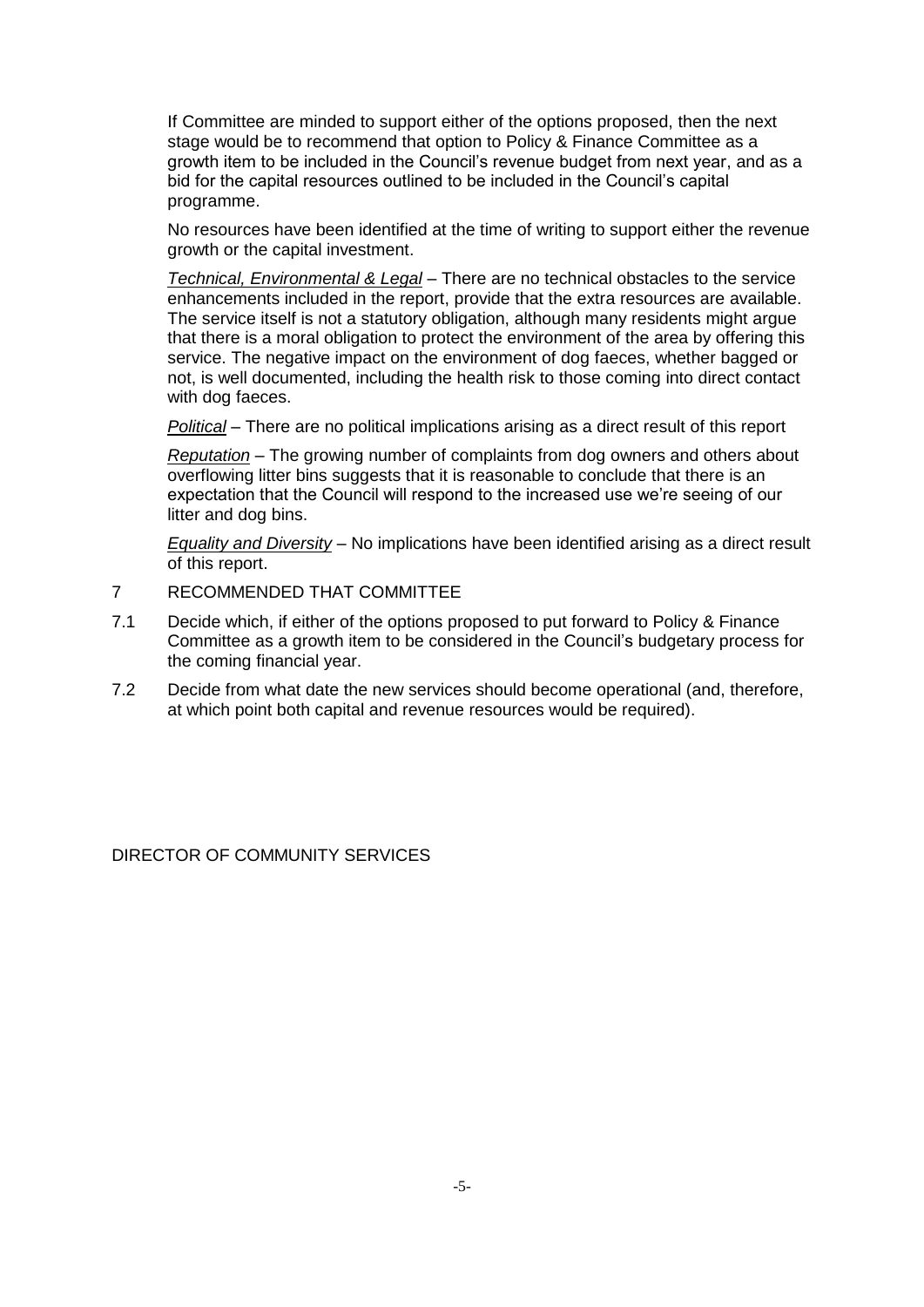If Committee are minded to support either of the options proposed, then the next stage would be to recommend that option to Policy & Finance Committee as a growth item to be included in the Council's revenue budget from next year, and as a bid for the capital resources outlined to be included in the Council's capital programme.

No resources have been identified at the time of writing to support either the revenue growth or the capital investment.

*Technical, Environmental & Legal* – There are no technical obstacles to the service enhancements included in the report, provide that the extra resources are available. The service itself is not a statutory obligation, although many residents might argue that there is a moral obligation to protect the environment of the area by offering this service. The negative impact on the environment of dog faeces, whether bagged or not, is well documented, including the health risk to those coming into direct contact with dog faeces.

*Political* – There are no political implications arising as a direct result of this report

*Reputation* – The growing number of complaints from dog owners and others about overflowing litter bins suggests that it is reasonable to conclude that there is an expectation that the Council will respond to the increased use we're seeing of our litter and dog bins.

*Equality and Diversity* – No implications have been identified arising as a direct result of this report.

## 7 RECOMMENDED THAT COMMITTEE

7.1 Decide which, if either of the options proposed to put forward to Policy & Finance Committee as a growth item to be considered in the Council's budgetary process for the coming financial year.

7.2 Decide from what date the new services should become operational (and, therefore, at which point both capital and revenue resources would be required).

DIRECTOR OF COMMUNITY SERVICES